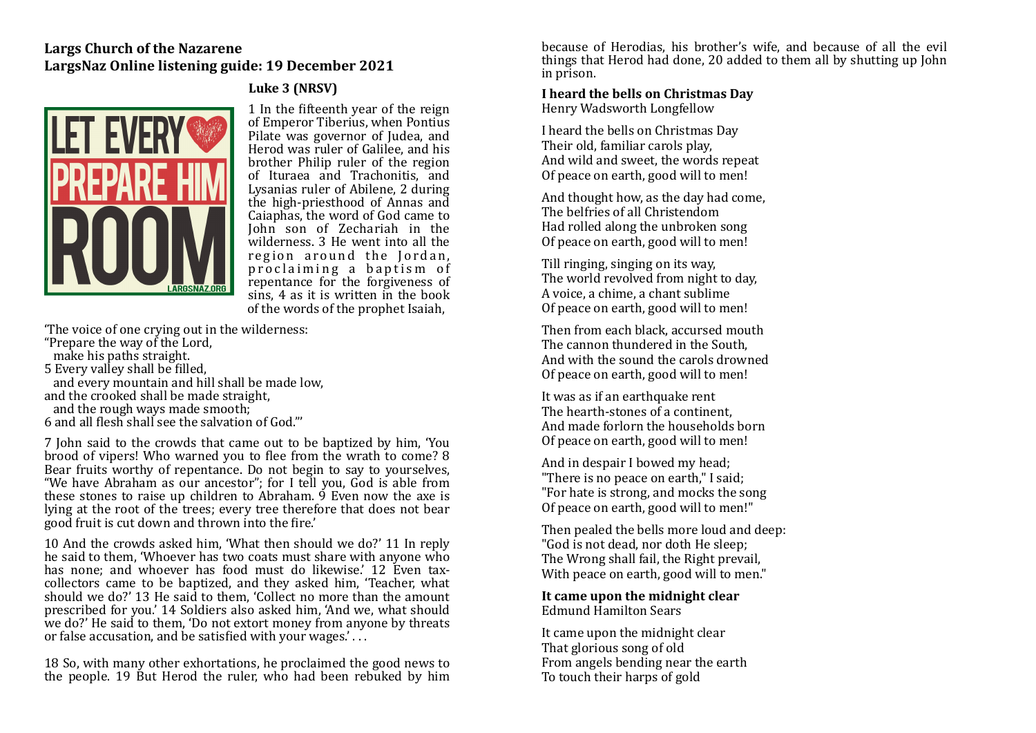**Largs Church of the Nazarene**
**LargsNaz Online listening guide: 19 December 2021**

**Luke 3 (NRSV)**

1 In the fifteenth year of the reign of Emperor Tiberius, when Pontius Pilate was governor of Judea, and Herod was ruler of Galilee, and his brother Philip ruler of the region of Ituraea and Trachonitis, and Lysanias ruler of Abilene, 2 during the high-priesthood of Annas and Caiaphas, the word of God came to John son of Zechariah in the wilderness. 3 He went into all the region around the Jordan, proclaiming a baptism of repentance for the forgiveness of sins, 4 as it is written in the book of the words of the prophet Isaiah,

'The voice of one crying out in the wilderness:
"Prepare the way of the Lord,
  make his paths straight.
5 Every valley shall be filled,
  and every mountain and hill shall be made low,
and the crooked shall be made straight,
  and the rough ways made smooth;
6 and all flesh shall see the salvation of God."'

7 John said to the crowds that came out to be baptized by him, 'You brood of vipers! Who warned you to flee from the wrath to come? 8 Bear fruits worthy of repentance. Do not begin to say to yourselves, "We have Abraham as our ancestor"; for I tell you, God is able from these stones to raise up children to Abraham. 9 Even now the axe is lying at the root of the trees; every tree therefore that does not bear good fruit is cut down and thrown into the fire.'

10 And the crowds asked him, 'What then should we do?' 11 In reply he said to them, 'Whoever has two coats must share with anyone who has none; and whoever has food must do likewise.' 12 Even tax-collectors came to be baptized, and they asked him, 'Teacher, what should we do?' 13 He said to them, 'Collect no more than the amount prescribed for you.' 14 Soldiers also asked him, 'And we, what should we do?' He said to them, 'Do not extort money from anyone by threats or false accusation, and be satisfied with your wages.' . . .

18 So, with many other exhortations, he proclaimed the good news to the people. 19 But Herod the ruler, who had been rebuked by him because of Herodias, his brother's wife, and because of all the evil things that Herod had done, 20 added to them all by shutting up John in prison.

**I heard the bells on Christmas Day**
Henry Wadsworth Longfellow

I heard the bells on Christmas Day
Their old, familiar carols play,
And wild and sweet, the words repeat
Of peace on earth, good will to men!

And thought how, as the day had come,
The belfries of all Christendom
Had rolled along the unbroken song
Of peace on earth, good will to men!

Till ringing, singing on its way,
The world revolved from night to day,
A voice, a chime, a chant sublime
Of peace on earth, good will to men!

Then from each black, accursed mouth
The cannon thundered in the South,
And with the sound the carols drowned
Of peace on earth, good will to men!

It was as if an earthquake rent
The hearth-stones of a continent,
And made forlorn the households born
Of peace on earth, good will to men!

And in despair I bowed my head;
"There is no peace on earth," I said;
"For hate is strong, and mocks the song
Of peace on earth, good will to men!"

Then pealed the bells more loud and deep:
"God is not dead, nor doth He sleep;
The Wrong shall fail, the Right prevail,
With peace on earth, good will to men."

**It came upon the midnight clear**
Edmund Hamilton Sears

It came upon the midnight clear
That glorious song of old
From angels bending near the earth
To touch their harps of gold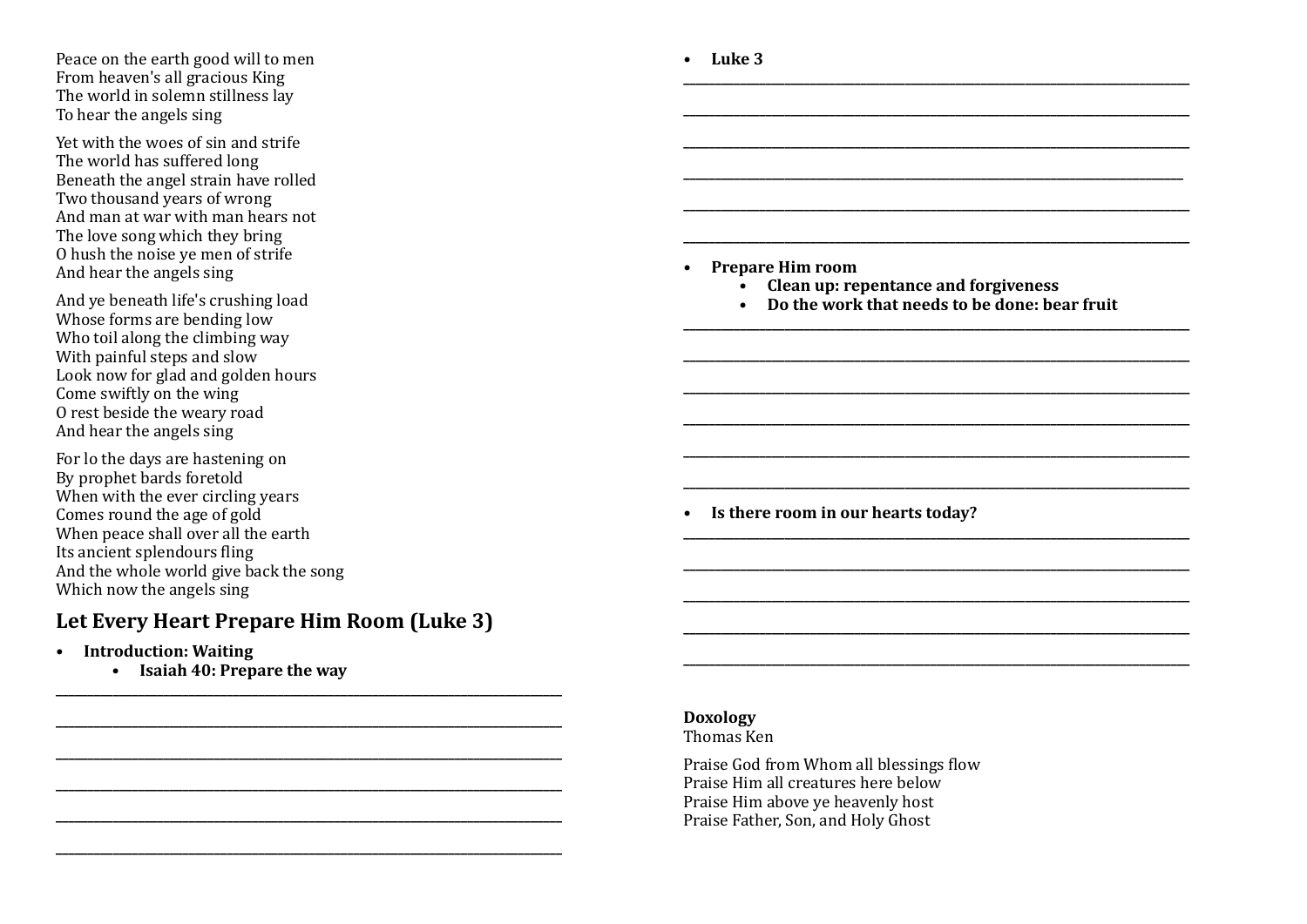Peace on the earth good will to men
From heaven's all gracious King
The world in solemn stillness lay
To hear the angels sing

Yet with the woes of sin and strife
The world has suffered long
Beneath the angel strain have rolled
Two thousand years of wrong
And man at war with man hears not
The love song which they bring
O hush the noise ye men of strife
And hear the angels sing

And ye beneath life's crushing load
Whose forms are bending low
Who toil along the climbing way
With painful steps and slow
Look now for glad and golden hours
Come swiftly on the wing
O rest beside the weary road
And hear the angels sing

For lo the days are hastening on
By prophet bards foretold
When with the ever circling years
Comes round the age of gold
When peace shall over all the earth
Its ancient splendours fling
And the whole world give back the song
Which now the angels sing

## Let Every Heart Prepare Him Room (Luke 3)

- **Introduction: Waiting**
  - **Isaiah 40: Prepare the way**

______________________________________________________________________________

______________________________________________________________________________

______________________________________________________________________________

______________________________________________________________________________

______________________________________________________________________________

______________________________________________________________________________

- **Luke 3**

______________________________________________________________________________

______________________________________________________________________________

______________________________________________________________________________

______________________________________________________________________________

______________________________________________________________________________

______________________________________________________________________________

- **Prepare Him room**
  - **Clean up: repentance and forgiveness**
  - **Do the work that needs to be done: bear fruit**

______________________________________________________________________________

______________________________________________________________________________

______________________________________________________________________________

______________________________________________________________________________

______________________________________________________________________________

______________________________________________________________________________

- **Is there room in our hearts today?**

______________________________________________________________________________

______________________________________________________________________________

______________________________________________________________________________

______________________________________________________________________________

______________________________________________________________________________

**Doxology**
Thomas Ken

Praise God from Whom all blessings flow
Praise Him all creatures here below
Praise Him above ye heavenly host
Praise Father, Son, and Holy Ghost